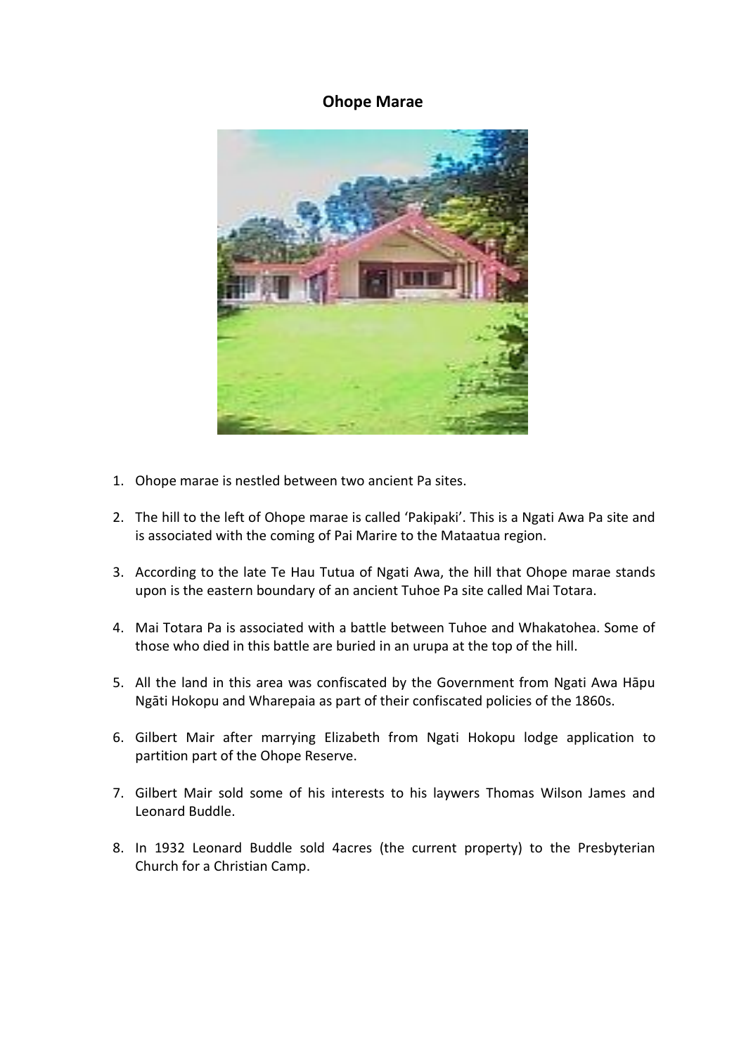# Ohope Marae

1. Ohope marae is nestled between two ancient Pa sites.
2. The hill to the left of Ohope marae is called 'Pakipaki'. This is a Ngati Awa Pa site and is associated with the coming of Pai Marire to the Mataatua region.
3. According to the late Te Hau Tutua of Ngati Awa, the hill that Ohope marae stands upon is the eastern boundary of an ancient Tuhoe Pa site called Mai Totara.
4. Mai Totara Pa is associated with a battle between Tuhoe and Whakatohea. Some of those who died in this battle are buried in an urupa at the top of the hill.
5. All the land in this area was confiscated by the Government from Ngati Awa Hāpu Ngāti Hokopu and Wharepaia as part of their confiscated policies of the 1860s.
6. Gilbert Mair after marrying Elizabeth from Ngati Hokopu lodge application to partition part of the Ohope Reserve.
7. Gilbert Mair sold some of his interests to his laywers Thomas Wilson James and Leonard Buddle.
8. In 1932 Leonard Buddle sold 4acres (the current property) to the Presbyterian Church for a Christian Camp.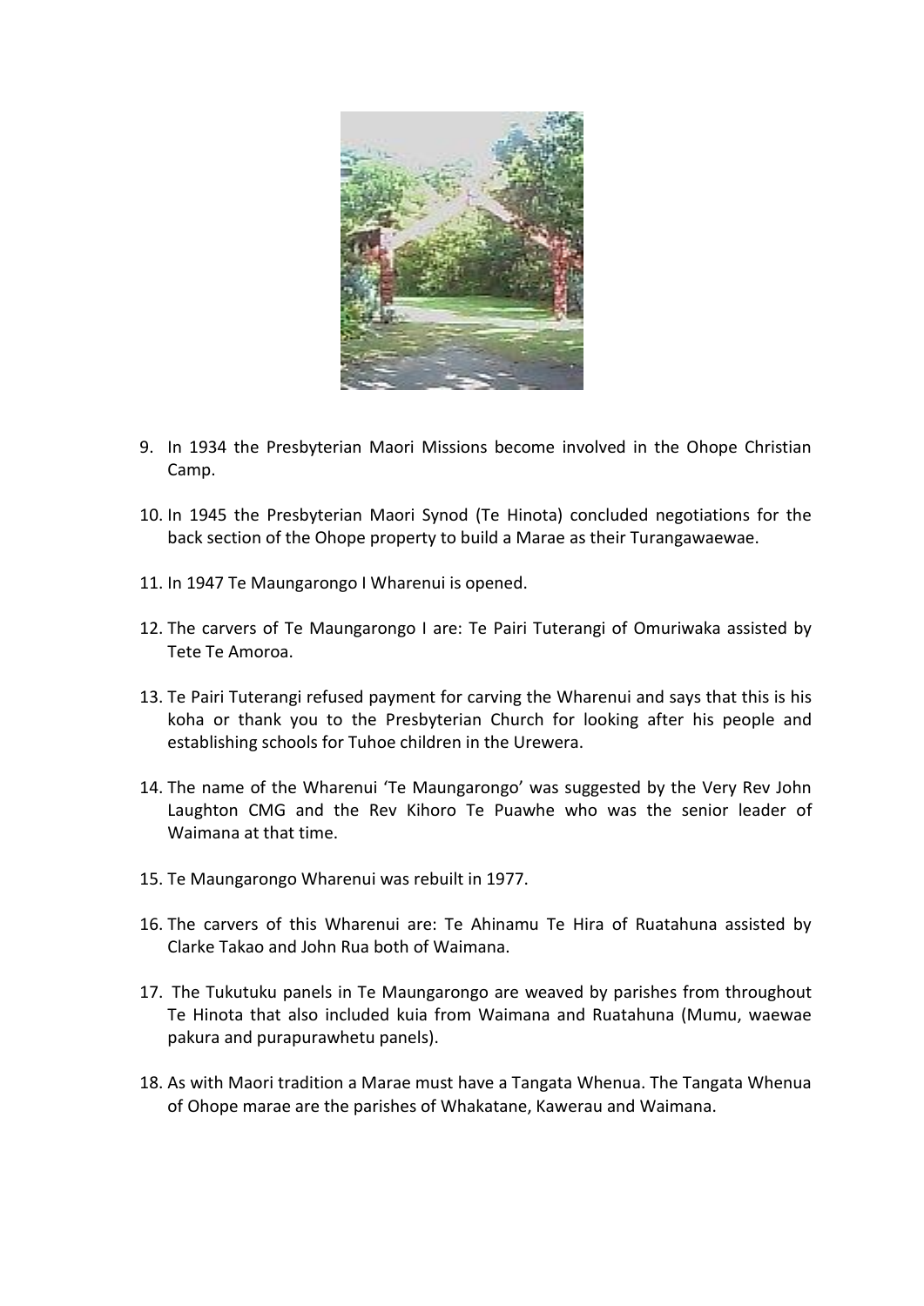9. In 1934 the Presbyterian Maori Missions become involved in the Ohope Christian Camp.

10. In 1945 the Presbyterian Maori Synod (Te Hinota) concluded negotiations for the back section of the Ohope property to build a Marae as their Turangawaewae.

11. In 1947 Te Maungarongo I Wharenui is opened.

12. The carvers of Te Maungarongo I are: Te Pairi Tuterangi of Omuriwaka assisted by Tete Te Amoroa.

13. Te Pairi Tuterangi refused payment for carving the Wharenui and says that this is his koha or thank you to the Presbyterian Church for looking after his people and establishing schools for Tuhoe children in the Urewera.

14. The name of the Wharenui 'Te Maungarongo' was suggested by the Very Rev John Laughton CMG and the Rev Kihoro Te Puawhe who was the senior leader of Waimana at that time.

15. Te Maungarongo Wharenui was rebuilt in 1977.

16. The carvers of this Wharenui are: Te Ahinamu Te Hira of Ruatahuna assisted by Clarke Takao and John Rua both of Waimana.

17. The Tukutuku panels in Te Maungarongo are weaved by parishes from throughout Te Hinota that also included kuia from Waimana and Ruatahuna (Mumu, waewae pakura and purapurawhetu panels).

18. As with Maori tradition a Marae must have a Tangata Whenua. The Tangata Whenua of Ohope marae are the parishes of Whakatane, Kawerau and Waimana.